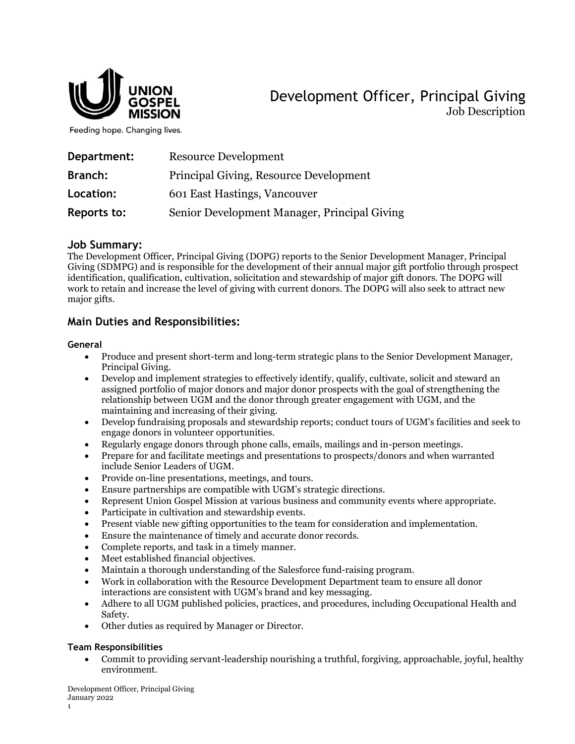UNION GOSPEL MISSION

Feeding hope. Changing lives.

# Development Officer, Principal Giving

Job Description

| | |
|---|---|
| **Department:** | Resource Development |
| **Branch:** | Principal Giving, Resource Development |
| **Location:** | 601 East Hastings, Vancouver |
| **Reports to:** | Senior Development Manager, Principal Giving |

## Job Summary:

The Development Officer, Principal Giving (DOPG) reports to the Senior Development Manager, Principal Giving (SDMPG) and is responsible for the development of their annual major gift portfolio through prospect identification, qualification, cultivation, solicitation and stewardship of major gift donors. The DOPG will work to retain and increase the level of giving with current donors. The DOPG will also seek to attract new major gifts.

## Main Duties and Responsibilities:

### General

- Produce and present short-term and long-term strategic plans to the Senior Development Manager, Principal Giving.
- Develop and implement strategies to effectively identify, qualify, cultivate, solicit and steward an assigned portfolio of major donors and major donor prospects with the goal of strengthening the relationship between UGM and the donor through greater engagement with UGM, and the maintaining and increasing of their giving.
- Develop fundraising proposals and stewardship reports; conduct tours of UGM's facilities and seek to engage donors in volunteer opportunities.
- Regularly engage donors through phone calls, emails, mailings and in-person meetings.
- Prepare for and facilitate meetings and presentations to prospects/donors and when warranted include Senior Leaders of UGM.
- Provide on-line presentations, meetings, and tours.
- Ensure partnerships are compatible with UGM's strategic directions.
- Represent Union Gospel Mission at various business and community events where appropriate.
- Participate in cultivation and stewardship events.
- Present viable new gifting opportunities to the team for consideration and implementation.
- Ensure the maintenance of timely and accurate donor records.
- Complete reports, and task in a timely manner.
- Meet established financial objectives.
- Maintain a thorough understanding of the Salesforce fund-raising program.
- Work in collaboration with the Resource Development Department team to ensure all donor interactions are consistent with UGM's brand and key messaging.
- Adhere to all UGM published policies, practices, and procedures, including Occupational Health and Safety.
- Other duties as required by Manager or Director.

### Team Responsibilities

- Commit to providing servant-leadership nourishing a truthful, forgiving, approachable, joyful, healthy environment.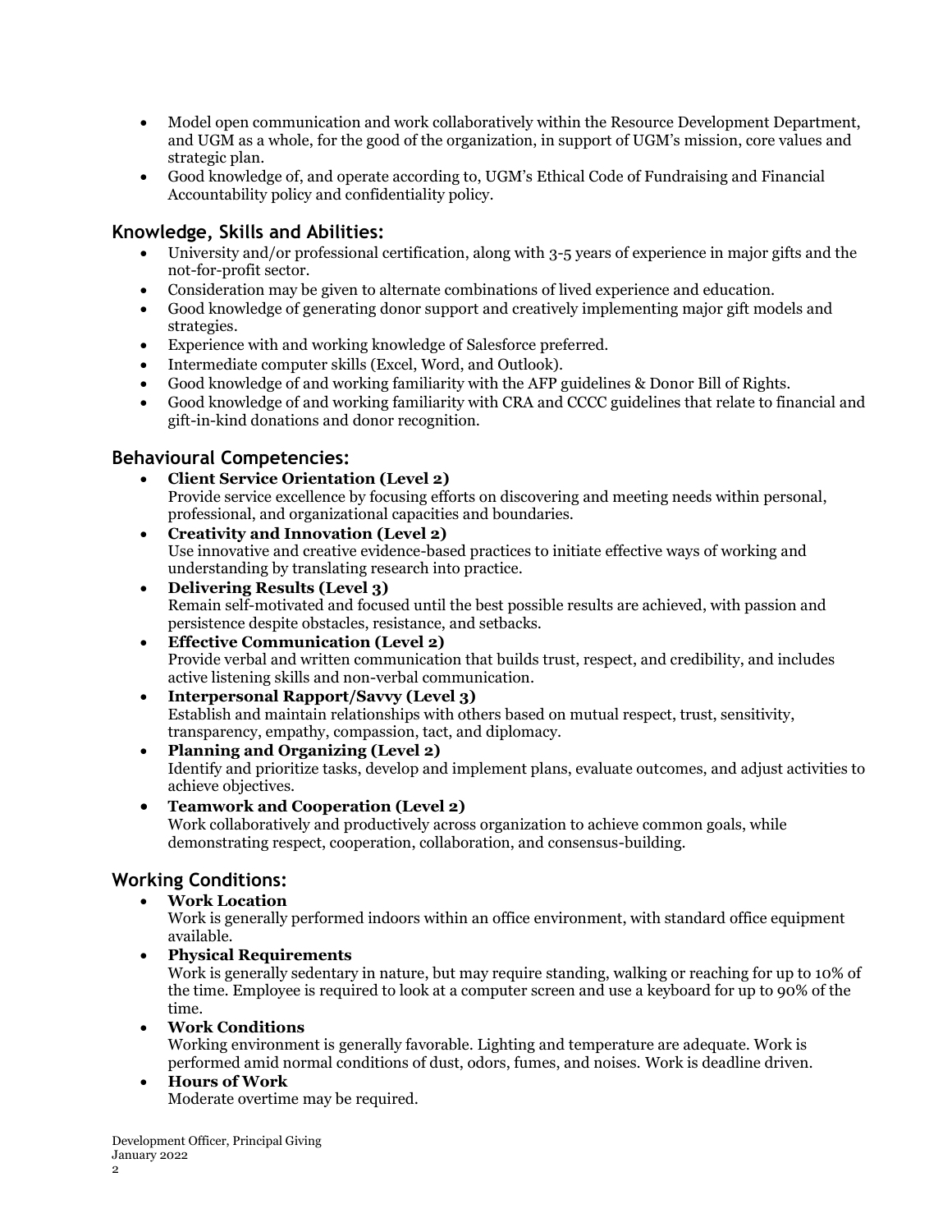- Model open communication and work collaboratively within the Resource Development Department, and UGM as a whole, for the good of the organization, in support of UGM's mission, core values and strategic plan.
- Good knowledge of, and operate according to, UGM's Ethical Code of Fundraising and Financial Accountability policy and confidentiality policy.

## Knowledge, Skills and Abilities:

- University and/or professional certification, along with 3-5 years of experience in major gifts and the not-for-profit sector.
- Consideration may be given to alternate combinations of lived experience and education.
- Good knowledge of generating donor support and creatively implementing major gift models and strategies.
- Experience with and working knowledge of Salesforce preferred.
- Intermediate computer skills (Excel, Word, and Outlook).
- Good knowledge of and working familiarity with the AFP guidelines & Donor Bill of Rights.
- Good knowledge of and working familiarity with CRA and CCCC guidelines that relate to financial and gift-in-kind donations and donor recognition.

## Behavioural Competencies:

- **Client Service Orientation (Level 2)**
  Provide service excellence by focusing efforts on discovering and meeting needs within personal, professional, and organizational capacities and boundaries.
- **Creativity and Innovation (Level 2)**
  Use innovative and creative evidence-based practices to initiate effective ways of working and understanding by translating research into practice.
- **Delivering Results (Level 3)**
  Remain self-motivated and focused until the best possible results are achieved, with passion and persistence despite obstacles, resistance, and setbacks.
- **Effective Communication (Level 2)**
  Provide verbal and written communication that builds trust, respect, and credibility, and includes active listening skills and non-verbal communication.
- **Interpersonal Rapport/Savvy (Level 3)**
  Establish and maintain relationships with others based on mutual respect, trust, sensitivity, transparency, empathy, compassion, tact, and diplomacy.
- **Planning and Organizing (Level 2)**
  Identify and prioritize tasks, develop and implement plans, evaluate outcomes, and adjust activities to achieve objectives.
- **Teamwork and Cooperation (Level 2)**
  Work collaboratively and productively across organization to achieve common goals, while demonstrating respect, cooperation, collaboration, and consensus-building.

## Working Conditions:

- **Work Location**
  Work is generally performed indoors within an office environment, with standard office equipment available.
- **Physical Requirements**
  Work is generally sedentary in nature, but may require standing, walking or reaching for up to 10% of the time. Employee is required to look at a computer screen and use a keyboard for up to 90% of the time.
- **Work Conditions**
  Working environment is generally favorable. Lighting and temperature are adequate. Work is performed amid normal conditions of dust, odors, fumes, and noises. Work is deadline driven.
- **Hours of Work**
  Moderate overtime may be required.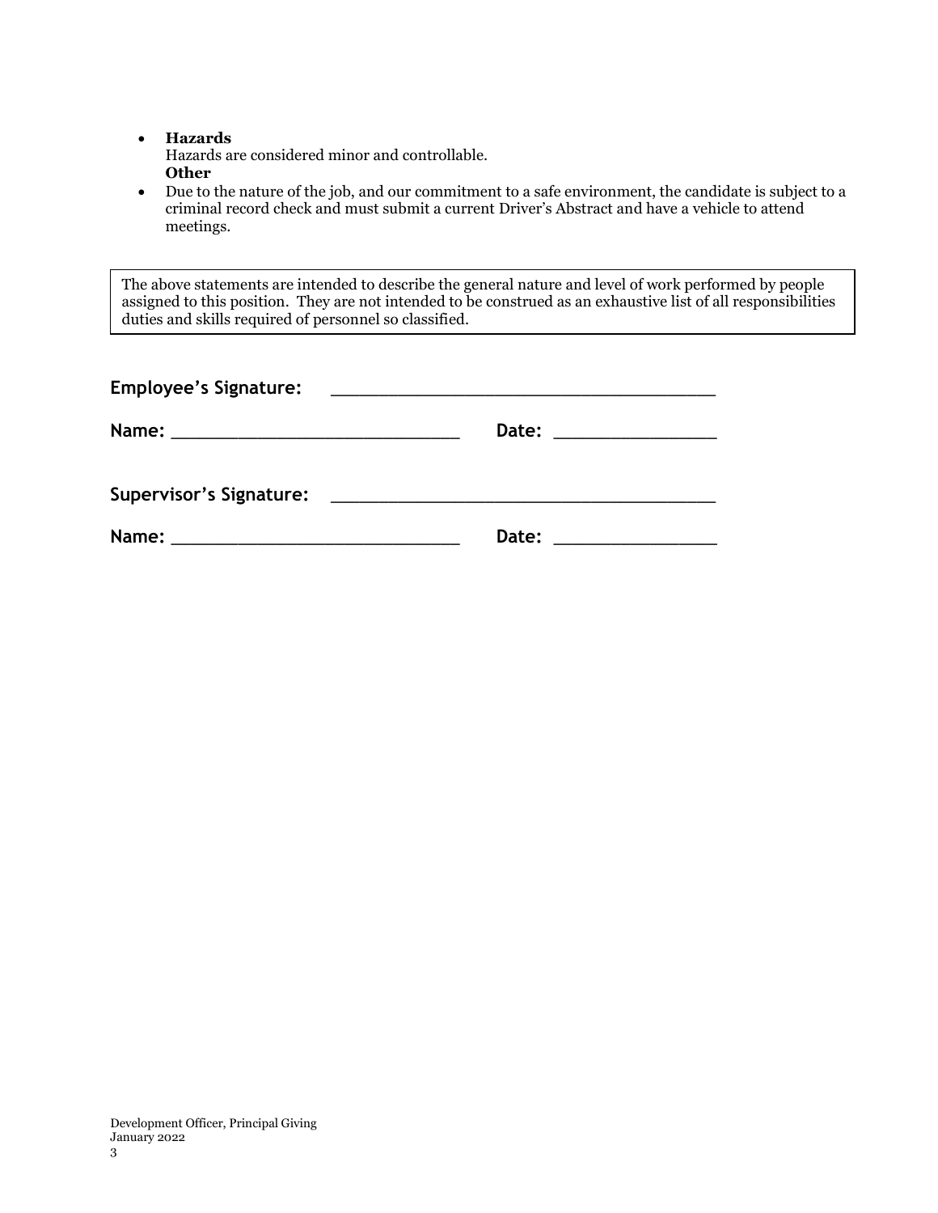- **Hazards**
  Hazards are considered minor and controllable.
  **Other**
- Due to the nature of the job, and our commitment to a safe environment, the candidate is subject to a criminal record check and must submit a current Driver's Abstract and have a vehicle to attend meetings.

> The above statements are intended to describe the general nature and level of work performed by people assigned to this position. They are not intended to be construed as an exhaustive list of all responsibilities duties and skills required of personnel so classified.

**Employee's Signature:** ____________________________________

**Name:** ____________________________ **Date:** ________________

**Supervisor's Signature:** ____________________________________

**Name:** ____________________________ **Date:** ________________